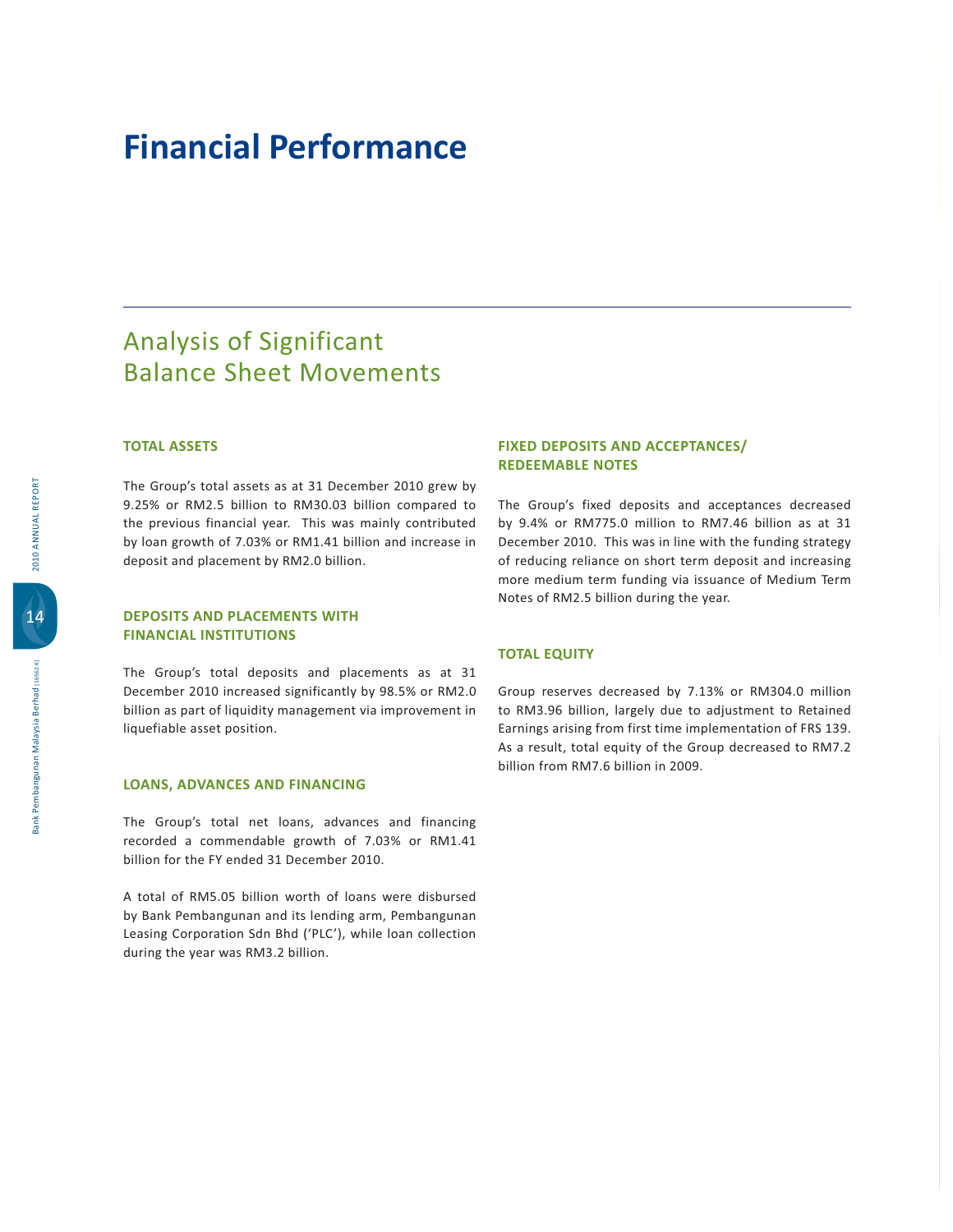# Financial Performance

## Analysis of Significant Balance Sheet Movements

### TOTAL ASSETS

The Group's total assets as at 31 December 2010 grew by 9.25% or RM2.5 billion to RM30.03 billion compared to the previous financial year. This was mainly contributed by loan growth of 7.03% or RM1.41 billion and increase in deposit and placement by RM2.0 billion.

### DEPOSITS AND PLACEMENTS WITH FINANCIAL INSTITUTIONS

The Group's total deposits and placements as at 31 December 2010 increased significantly by 98.5% or RM2.0 billion as part of liquidity management via improvement in liquefiable asset position.

### LOANS, ADVANCES AND FINANCING

The Group's total net loans, advances and financing recorded a commendable growth of 7.03% or RM1.41 billion for the FY ended 31 December 2010.

A total of RM5.05 billion worth of loans were disbursed by Bank Pembangunan and its lending arm, Pembangunan Leasing Corporation Sdn Bhd ('PLC'), while loan collection during the year was RM3.2 billion.

### FIXED DEPOSITS AND ACCEPTANCES/ REDEEMABLE NOTES

The Group's fixed deposits and acceptances decreased by 9.4% or RM775.0 million to RM7.46 billion as at 31 December 2010. This was in line with the funding strategy of reducing reliance on short term deposit and increasing more medium term funding via issuance of Medium Term Notes of RM2.5 billion during the year.

### TOTAL EQUITY

Group reserves decreased by 7.13% or RM304.0 million to RM3.96 billion, largely due to adjustment to Retained Earnings arising from first time implementation of FRS 139. As a result, total equity of the Group decreased to RM7.2 billion from RM7.6 billion in 2009.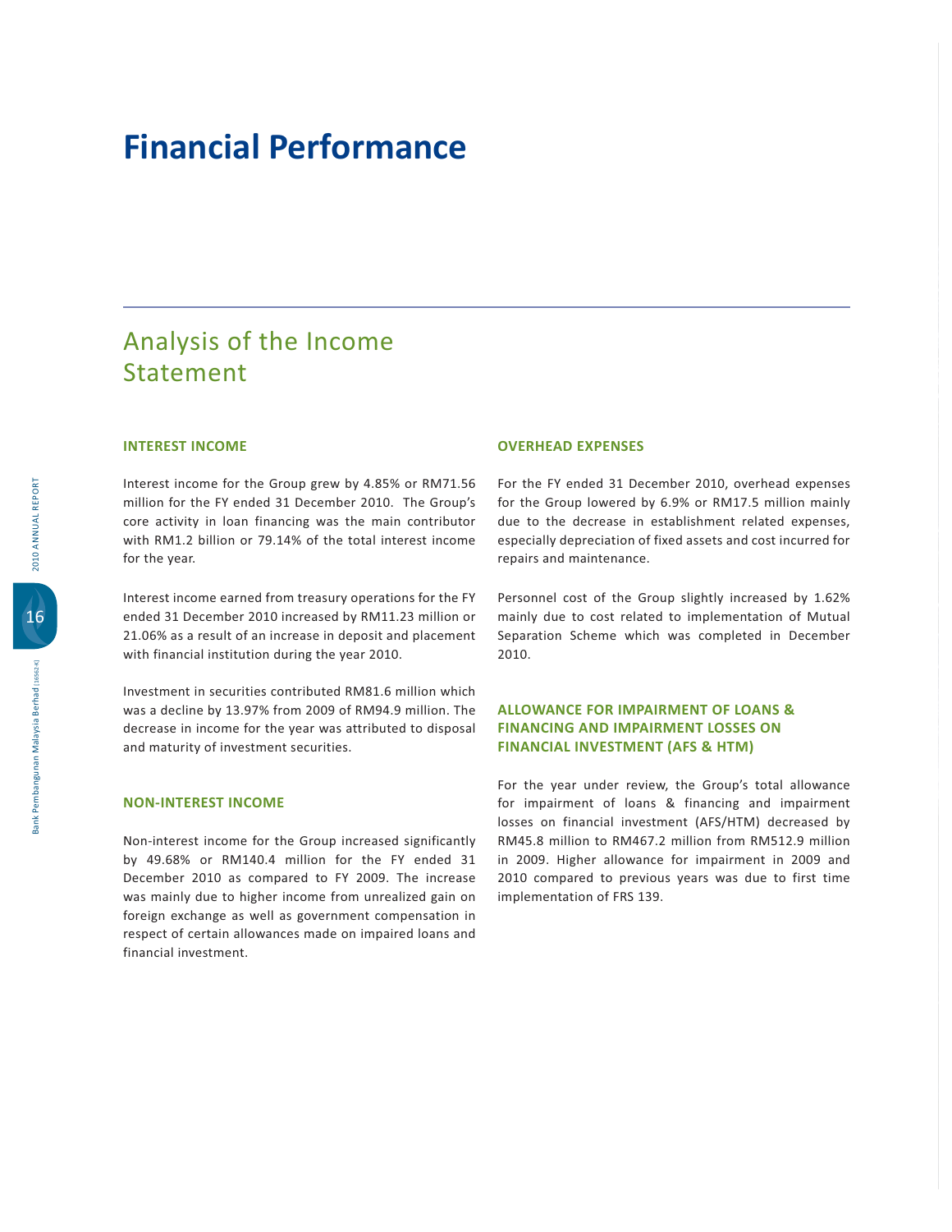# Financial Performance

## Analysis of the Income Statement

### INTEREST INCOME

Interest income for the Group grew by 4.85% or RM71.56 million for the FY ended 31 December 2010. The Group's core activity in loan financing was the main contributor with RM1.2 billion or 79.14% of the total interest income for the year.

Interest income earned from treasury operations for the FY ended 31 December 2010 increased by RM11.23 million or 21.06% as a result of an increase in deposit and placement with financial institution during the year 2010.

Investment in securities contributed RM81.6 million which was a decline by 13.97% from 2009 of RM94.9 million. The decrease in income for the year was attributed to disposal and maturity of investment securities.

### NON-INTEREST INCOME

Non-interest income for the Group increased significantly by 49.68% or RM140.4 million for the FY ended 31 December 2010 as compared to FY 2009. The increase was mainly due to higher income from unrealized gain on foreign exchange as well as government compensation in respect of certain allowances made on impaired loans and financial investment.

### OVERHEAD EXPENSES

For the FY ended 31 December 2010, overhead expenses for the Group lowered by 6.9% or RM17.5 million mainly due to the decrease in establishment related expenses, especially depreciation of fixed assets and cost incurred for repairs and maintenance.

Personnel cost of the Group slightly increased by 1.62% mainly due to cost related to implementation of Mutual Separation Scheme which was completed in December 2010.

### ALLOWANCE FOR IMPAIRMENT OF LOANS & FINANCING AND IMPAIRMENT LOSSES ON FINANCIAL INVESTMENT (AFS & HTM)

For the year under review, the Group's total allowance for impairment of loans & financing and impairment losses on financial investment (AFS/HTM) decreased by RM45.8 million to RM467.2 million from RM512.9 million in 2009. Higher allowance for impairment in 2009 and 2010 compared to previous years was due to first time implementation of FRS 139.